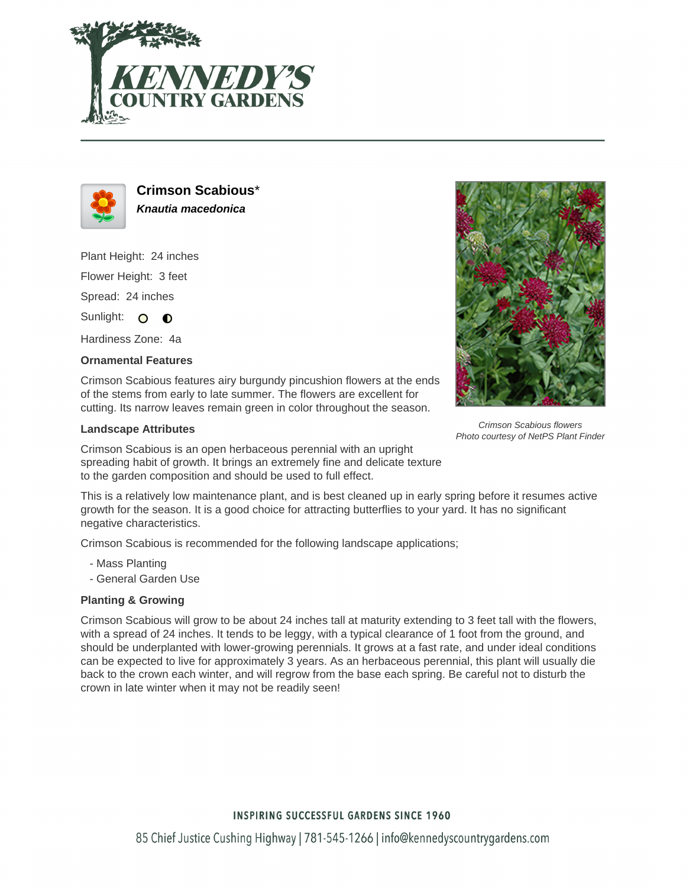# Crimson Scabious*

***Knautia macedonica***

Plant Height: 24 inches

Flower Height: 3 feet

Spread: 24 inches

Sunlight:

Hardiness Zone: 4a

### Ornamental Features

Crimson Scabious features airy burgundy pincushion flowers at the ends of the stems from early to late summer. The flowers are excellent for cutting. Its narrow leaves remain green in color throughout the season.

*Crimson Scabious flowers*
*Photo courtesy of NetPS Plant Finder*

### Landscape Attributes

Crimson Scabious is an open herbaceous perennial with an upright spreading habit of growth. It brings an extremely fine and delicate texture to the garden composition and should be used to full effect.

This is a relatively low maintenance plant, and is best cleaned up in early spring before it resumes active growth for the season. It is a good choice for attracting butterflies to your yard. It has no significant negative characteristics.

Crimson Scabious is recommended for the following landscape applications;

- Mass Planting
- General Garden Use

### Planting & Growing

Crimson Scabious will grow to be about 24 inches tall at maturity extending to 3 feet tall with the flowers, with a spread of 24 inches. It tends to be leggy, with a typical clearance of 1 foot from the ground, and should be underplanted with lower-growing perennials. It grows at a fast rate, and under ideal conditions can be expected to live for approximately 3 years. As an herbaceous perennial, this plant will usually die back to the crown each winter, and will regrow from the base each spring. Be careful not to disturb the crown in late winter when it may not be readily seen!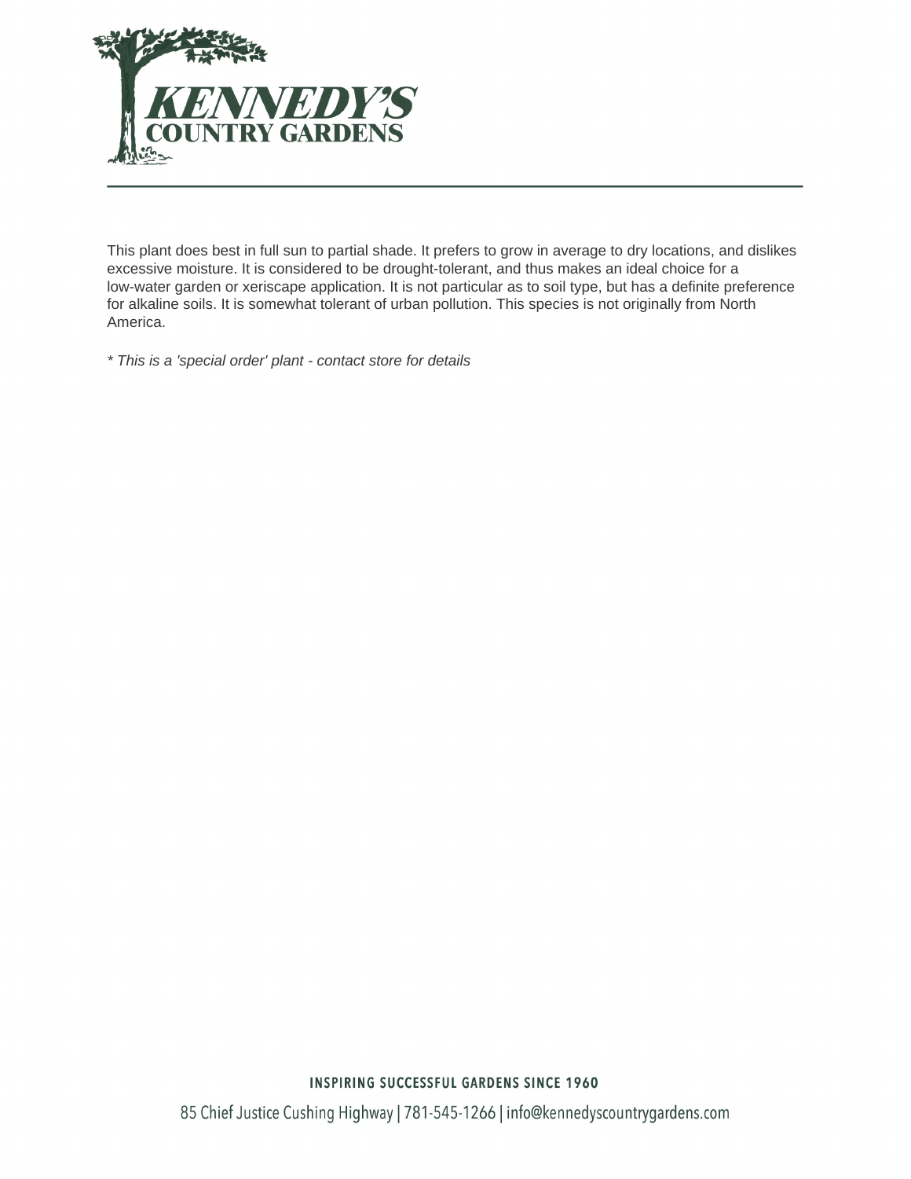This plant does best in full sun to partial shade. It prefers to grow in average to dry locations, and dislikes excessive moisture. It is considered to be drought-tolerant, and thus makes an ideal choice for a low-water garden or xeriscape application. It is not particular as to soil type, but has a definite preference for alkaline soils. It is somewhat tolerant of urban pollution. This species is not originally from North America.

*\* This is a 'special order' plant - contact store for details*